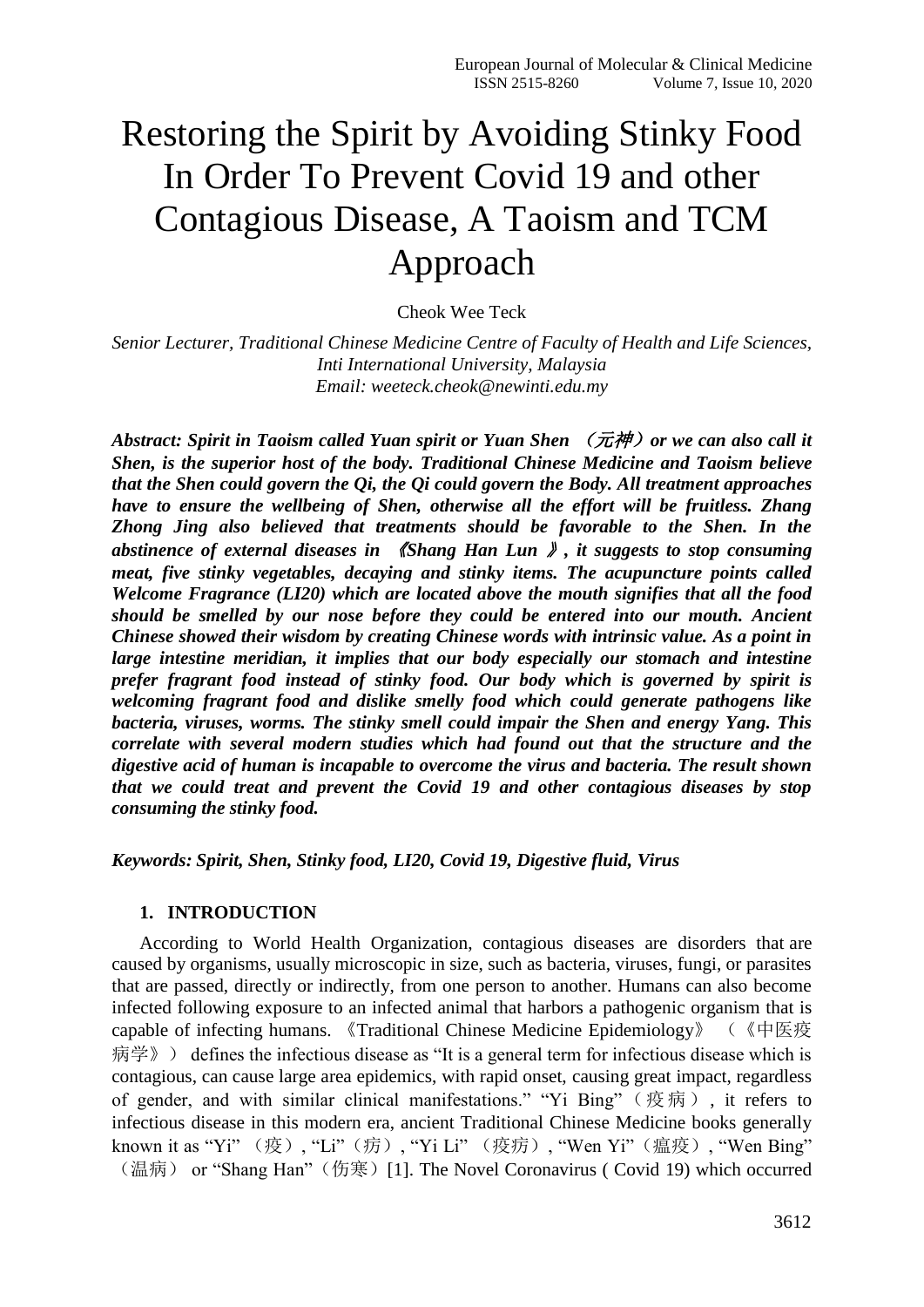# Restoring the Spirit by Avoiding Stinky Food In Order To Prevent Covid 19 and other Contagious Disease, A Taoism and TCM Approach

Cheok Wee Teck

*Senior Lecturer, Traditional Chinese Medicine Centre of Faculty of Health and Life Sciences, Inti International University, Malaysia*
*Email: weeteck.cheok@newinti.edu.my*

***Abstract: Spirit in Taoism called Yuan spirit or Yuan Shen （元神）or we can also call it Shen, is the superior host of the body. Traditional Chinese Medicine and Taoism believe that the Shen could govern the Qi, the Qi could govern the Body. All treatment approaches have to ensure the wellbeing of Shen, otherwise all the effort will be fruitless. Zhang Zhong Jing also believed that treatments should be favorable to the Shen. In the abstinence of external diseases in 《Shang Han Lun 》, it suggests to stop consuming meat, five stinky vegetables, decaying and stinky items. The acupuncture points called Welcome Fragrance (LI20) which are located above the mouth signifies that all the food should be smelled by our nose before they could be entered into our mouth. Ancient Chinese showed their wisdom by creating Chinese words with intrinsic value. As a point in large intestine meridian, it implies that our body especially our stomach and intestine prefer fragrant food instead of stinky food. Our body which is governed by spirit is welcoming fragrant food and dislike smelly food which could generate pathogens like bacteria, viruses, worms. The stinky smell could impair the Shen and energy Yang. This correlate with several modern studies which had found out that the structure and the digestive acid of human is incapable to overcome the virus and bacteria. The result shown that we could treat and prevent the Covid 19 and other contagious diseases by stop consuming the stinky food.***

***Keywords: Spirit, Shen, Stinky food, LI20, Covid 19, Digestive fluid, Virus***

## 1. INTRODUCTION

According to World Health Organization, contagious diseases are disorders that are caused by organisms, usually microscopic in size, such as bacteria, viruses, fungi, or parasites that are passed, directly or indirectly, from one person to another. Humans can also become infected following exposure to an infected animal that harbors a pathogenic organism that is capable of infecting humans. 《Traditional Chinese Medicine Epidemiology》（《中医疫病学》） defines the infectious disease as "It is a general term for infectious disease which is contagious, can cause large area epidemics, with rapid onset, causing great impact, regardless of gender, and with similar clinical manifestations." "Yi Bing"（疫病）, it refers to infectious disease in this modern era, ancient Traditional Chinese Medicine books generally known it as "Yi"（疫）, "Li"（疠）, "Yi Li"（疫疠）, "Wen Yi"（瘟疫）, "Wen Bing"（温病） or "Shang Han"（伤寒）[1]. The Novel Coronavirus ( Covid 19) which occurred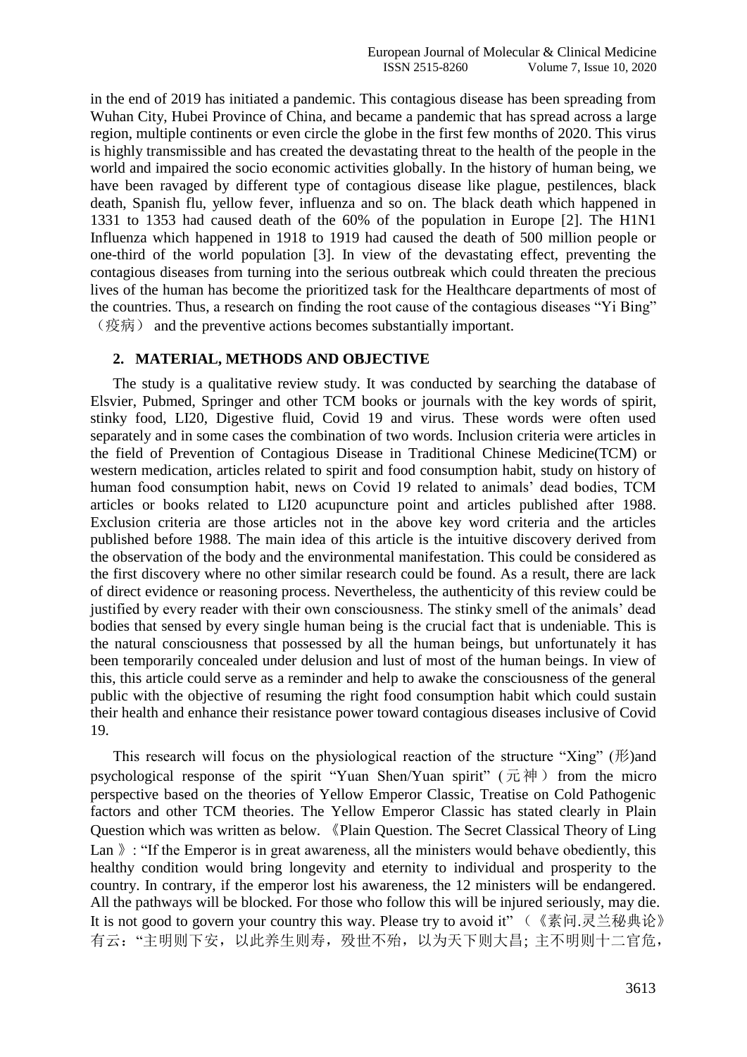in the end of 2019 has initiated a pandemic. This contagious disease has been spreading from Wuhan City, Hubei Province of China, and became a pandemic that has spread across a large region, multiple continents or even circle the globe in the first few months of 2020. This virus is highly transmissible and has created the devastating threat to the health of the people in the world and impaired the socio economic activities globally. In the history of human being, we have been ravaged by different type of contagious disease like plague, pestilences, black death, Spanish flu, yellow fever, influenza and so on. The black death which happened in 1331 to 1353 had caused death of the 60% of the population in Europe [2]. The H1N1 Influenza which happened in 1918 to 1919 had caused the death of 500 million people or one-third of the world population [3]. In view of the devastating effect, preventing the contagious diseases from turning into the serious outbreak which could threaten the precious lives of the human has become the prioritized task for the Healthcare departments of most of the countries. Thus, a research on finding the root cause of the contagious diseases "Yi Bing"（疫病） and the preventive actions becomes substantially important.

## 2. MATERIAL, METHODS AND OBJECTIVE

The study is a qualitative review study. It was conducted by searching the database of Elsvier, Pubmed, Springer and other TCM books or journals with the key words of spirit, stinky food, LI20, Digestive fluid, Covid 19 and virus. These words were often used separately and in some cases the combination of two words. Inclusion criteria were articles in the field of Prevention of Contagious Disease in Traditional Chinese Medicine(TCM) or western medication, articles related to spirit and food consumption habit, study on history of human food consumption habit, news on Covid 19 related to animals' dead bodies, TCM articles or books related to LI20 acupuncture point and articles published after 1988. Exclusion criteria are those articles not in the above key word criteria and the articles published before 1988. The main idea of this article is the intuitive discovery derived from the observation of the body and the environmental manifestation. This could be considered as the first discovery where no other similar research could be found. As a result, there are lack of direct evidence or reasoning process. Nevertheless, the authenticity of this review could be justified by every reader with their own consciousness. The stinky smell of the animals' dead bodies that sensed by every single human being is the crucial fact that is undeniable. This is the natural consciousness that possessed by all the human beings, but unfortunately it has been temporarily concealed under delusion and lust of most of the human beings. In view of this, this article could serve as a reminder and help to awake the consciousness of the general public with the objective of resuming the right food consumption habit which could sustain their health and enhance their resistance power toward contagious diseases inclusive of Covid 19.

This research will focus on the physiological reaction of the structure "Xing" (形)and psychological response of the spirit "Yuan Shen/Yuan spirit" (元神) from the micro perspective based on the theories of Yellow Emperor Classic, Treatise on Cold Pathogenic factors and other TCM theories. The Yellow Emperor Classic has stated clearly in Plain Question which was written as below. 《Plain Question. The Secret Classical Theory of Ling Lan》: "If the Emperor is in great awareness, all the ministers would behave obediently, this healthy condition would bring longevity and eternity to individual and prosperity to the country. In contrary, if the emperor lost his awareness, the 12 ministers will be endangered. All the pathways will be blocked. For those who follow this will be injured seriously, may die. It is not good to govern your country this way. Please try to avoid it" （《素问.灵兰秘典论》有云："主明则下安，以此养生则寿，殁世不殆，以为天下则大昌; 主不明则十二官危，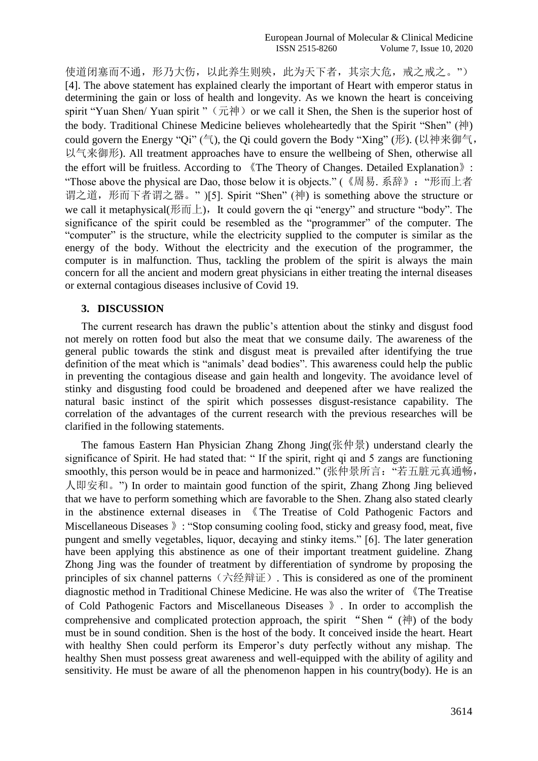使道闭塞而不通，形乃大伤，以此养生则殃，此为天下者，其宗大危，戒之戒之。") [4]. The above statement has explained clearly the important of Heart with emperor status in determining the gain or loss of health and longevity. As we known the heart is conceiving spirit "Yuan Shen/ Yuan spirit "（元神）or we call it Shen, the Shen is the superior host of the body. Traditional Chinese Medicine believes wholeheartedly that the Spirit "Shen" (神) could govern the Energy "Qi" (气), the Qi could govern the Body "Xing" (形). (以神来御气，以气来御形). All treatment approaches have to ensure the wellbeing of Shen, otherwise all the effort will be fruitless. According to 《The Theory of Changes. Detailed Explanation》: "Those above the physical are Dao, those below it is objects." (《周易. 系辞》："形而上者谓之道，形而下者谓之器。" )[5]. Spirit "Shen" (神) is something above the structure or we call it metaphysical(形而上)，It could govern the qi "energy" and structure "body". The significance of the spirit could be resembled as the "programmer" of the computer. The "computer" is the structure, while the electricity supplied to the computer is similar as the energy of the body. Without the electricity and the execution of the programmer, the computer is in malfunction. Thus, tackling the problem of the spirit is always the main concern for all the ancient and modern great physicians in either treating the internal diseases or external contagious diseases inclusive of Covid 19.

## 3. DISCUSSION

The current research has drawn the public's attention about the stinky and disgust food not merely on rotten food but also the meat that we consume daily. The awareness of the general public towards the stink and disgust meat is prevailed after identifying the true definition of the meat which is "animals' dead bodies". This awareness could help the public in preventing the contagious disease and gain health and longevity. The avoidance level of stinky and disgusting food could be broadened and deepened after we have realized the natural basic instinct of the spirit which possesses disgust-resistance capability. The correlation of the advantages of the current research with the previous researches will be clarified in the following statements.

The famous Eastern Han Physician Zhang Zhong Jing(张仲景) understand clearly the significance of Spirit. He had stated that: " If the spirit, right qi and 5 zangs are functioning smoothly, this person would be in peace and harmonized." (张仲景所言："若五脏元真通畅，人即安和。") In order to maintain good function of the spirit, Zhang Zhong Jing believed that we have to perform something which are favorable to the Shen. Zhang also stated clearly in the abstinence external diseases in 《The Treatise of Cold Pathogenic Factors and Miscellaneous Diseases》: "Stop consuming cooling food, sticky and greasy food, meat, five pungent and smelly vegetables, liquor, decaying and stinky items." [6]. The later generation have been applying this abstinence as one of their important treatment guideline. Zhang Zhong Jing was the founder of treatment by differentiation of syndrome by proposing the principles of six channel patterns（六经辩证）. This is considered as one of the prominent diagnostic method in Traditional Chinese Medicine. He was also the writer of 《The Treatise of Cold Pathogenic Factors and Miscellaneous Diseases》. In order to accomplish the comprehensive and complicated protection approach, the spirit "Shen " (神) of the body must be in sound condition. Shen is the host of the body. It conceived inside the heart. Heart with healthy Shen could perform its Emperor's duty perfectly without any mishap. The healthy Shen must possess great awareness and well-equipped with the ability of agility and sensitivity. He must be aware of all the phenomenon happen in his country(body). He is an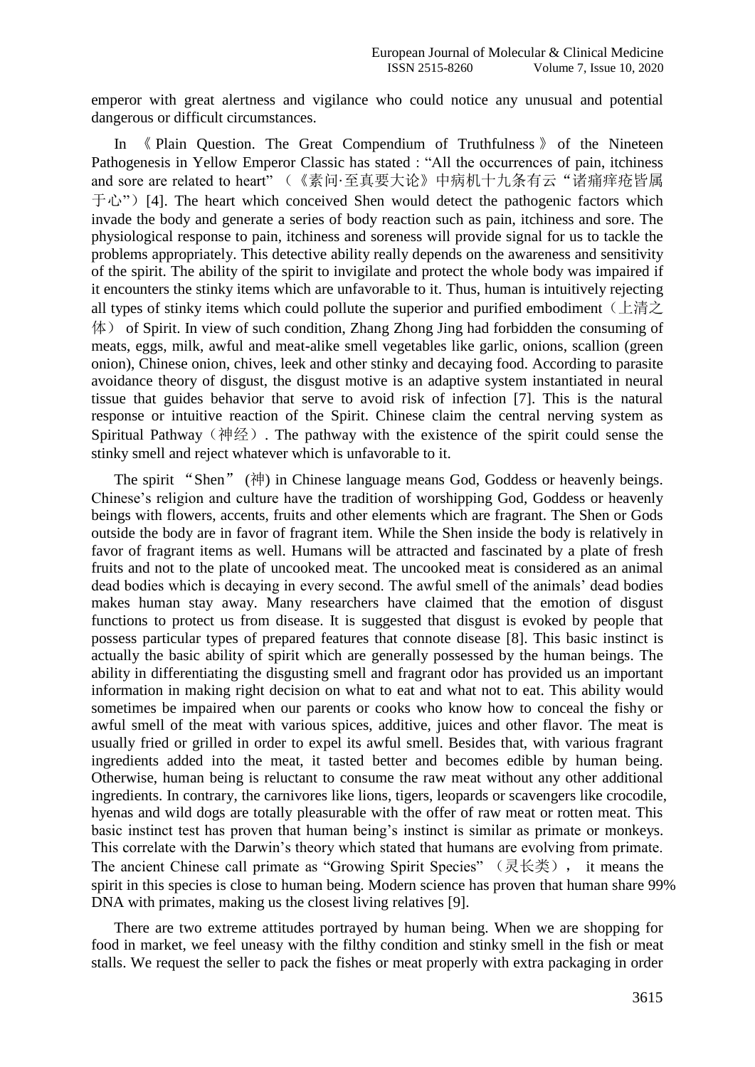emperor with great alertness and vigilance who could notice any unusual and potential dangerous or difficult circumstances.

In 《Plain Question. The Great Compendium of Truthfulness》 of the Nineteen Pathogenesis in Yellow Emperor Classic has stated : “All the occurrences of pain, itchiness and sore are related to heart” (《素问·至真要大论》中病机十九条有云“诸痛痒疮皆属于心”) [4]. The heart which conceived Shen would detect the pathogenic factors which invade the body and generate a series of body reaction such as pain, itchiness and sore. The physiological response to pain, itchiness and soreness will provide signal for us to tackle the problems appropriately. This detective ability really depends on the awareness and sensitivity of the spirit. The ability of the spirit to invigilate and protect the whole body was impaired if it encounters the stinky items which are unfavorable to it. Thus, human is intuitively rejecting all types of stinky items which could pollute the superior and purified embodiment（上清之体） of Spirit. In view of such condition, Zhang Zhong Jing had forbidden the consuming of meats, eggs, milk, awful and meat-alike smell vegetables like garlic, onions, scallion (green onion), Chinese onion, chives, leek and other stinky and decaying food. According to parasite avoidance theory of disgust, the disgust motive is an adaptive system instantiated in neural tissue that guides behavior that serve to avoid risk of infection [7]. This is the natural response or intuitive reaction of the Spirit. Chinese claim the central nerving system as Spiritual Pathway（神经）. The pathway with the existence of the spirit could sense the stinky smell and reject whatever which is unfavorable to it.

The spirit “Shen” (神) in Chinese language means God, Goddess or heavenly beings. Chinese’s religion and culture have the tradition of worshipping God, Goddess or heavenly beings with flowers, accents, fruits and other elements which are fragrant. The Shen or Gods outside the body are in favor of fragrant item. While the Shen inside the body is relatively in favor of fragrant items as well. Humans will be attracted and fascinated by a plate of fresh fruits and not to the plate of uncooked meat. The uncooked meat is considered as an animal dead bodies which is decaying in every second. The awful smell of the animals’ dead bodies makes human stay away. Many researchers have claimed that the emotion of disgust functions to protect us from disease. It is suggested that disgust is evoked by people that possess particular types of prepared features that connote disease [8]. This basic instinct is actually the basic ability of spirit which are generally possessed by the human beings. The ability in differentiating the disgusting smell and fragrant odor has provided us an important information in making right decision on what to eat and what not to eat. This ability would sometimes be impaired when our parents or cooks who know how to conceal the fishy or awful smell of the meat with various spices, additive, juices and other flavor. The meat is usually fried or grilled in order to expel its awful smell. Besides that, with various fragrant ingredients added into the meat, it tasted better and becomes edible by human being. Otherwise, human being is reluctant to consume the raw meat without any other additional ingredients. In contrary, the carnivores like lions, tigers, leopards or scavengers like crocodile, hyenas and wild dogs are totally pleasurable with the offer of raw meat or rotten meat. This basic instinct test has proven that human being’s instinct is similar as primate or monkeys. This correlate with the Darwin’s theory which stated that humans are evolving from primate. The ancient Chinese call primate as “Growing Spirit Species” （灵长类）， it means the spirit in this species is close to human being. Modern science has proven that human share 99% DNA with primates, making us the closest living relatives [9].

There are two extreme attitudes portrayed by human being. When we are shopping for food in market, we feel uneasy with the filthy condition and stinky smell in the fish or meat stalls. We request the seller to pack the fishes or meat properly with extra packaging in order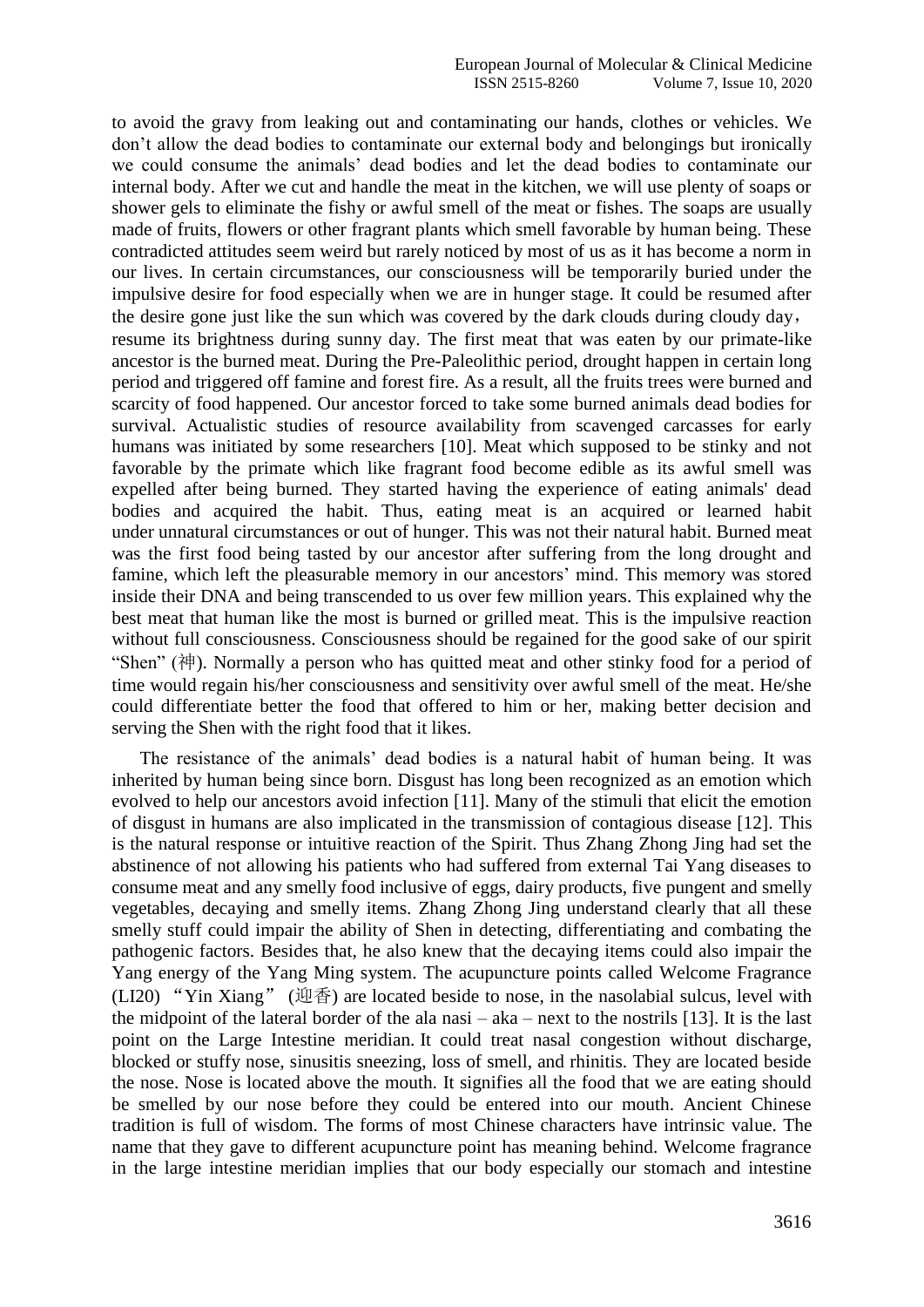to avoid the gravy from leaking out and contaminating our hands, clothes or vehicles. We don't allow the dead bodies to contaminate our external body and belongings but ironically we could consume the animals' dead bodies and let the dead bodies to contaminate our internal body. After we cut and handle the meat in the kitchen, we will use plenty of soaps or shower gels to eliminate the fishy or awful smell of the meat or fishes. The soaps are usually made of fruits, flowers or other fragrant plants which smell favorable by human being. These contradicted attitudes seem weird but rarely noticed by most of us as it has become a norm in our lives. In certain circumstances, our consciousness will be temporarily buried under the impulsive desire for food especially when we are in hunger stage. It could be resumed after the desire gone just like the sun which was covered by the dark clouds during cloudy day， resume its brightness during sunny day. The first meat that was eaten by our primate-like ancestor is the burned meat. During the Pre-Paleolithic period, drought happen in certain long period and triggered off famine and forest fire. As a result, all the fruits trees were burned and scarcity of food happened. Our ancestor forced to take some burned animals dead bodies for survival. Actualistic studies of resource availability from scavenged carcasses for early humans was initiated by some researchers [10]. Meat which supposed to be stinky and not favorable by the primate which like fragrant food become edible as its awful smell was expelled after being burned. They started having the experience of eating animals' dead bodies and acquired the habit. Thus, eating meat is an acquired or learned habit under unnatural circumstances or out of hunger. This was not their natural habit. Burned meat was the first food being tasted by our ancestor after suffering from the long drought and famine, which left the pleasurable memory in our ancestors' mind. This memory was stored inside their DNA and being transcended to us over few million years. This explained why the best meat that human like the most is burned or grilled meat. This is the impulsive reaction without full consciousness. Consciousness should be regained for the good sake of our spirit "Shen" (神). Normally a person who has quitted meat and other stinky food for a period of time would regain his/her consciousness and sensitivity over awful smell of the meat. He/she could differentiate better the food that offered to him or her, making better decision and serving the Shen with the right food that it likes.

The resistance of the animals' dead bodies is a natural habit of human being. It was inherited by human being since born. Disgust has long been recognized as an emotion which evolved to help our ancestors avoid infection [11]. Many of the stimuli that elicit the emotion of disgust in humans are also implicated in the transmission of contagious disease [12]. This is the natural response or intuitive reaction of the Spirit. Thus Zhang Zhong Jing had set the abstinence of not allowing his patients who had suffered from external Tai Yang diseases to consume meat and any smelly food inclusive of eggs, dairy products, five pungent and smelly vegetables, decaying and smelly items. Zhang Zhong Jing understand clearly that all these smelly stuff could impair the ability of Shen in detecting, differentiating and combating the pathogenic factors. Besides that, he also knew that the decaying items could also impair the Yang energy of the Yang Ming system. The acupuncture points called Welcome Fragrance (LI20) "Yin Xiang" (迎香) are located beside to nose, in the nasolabial sulcus, level with the midpoint of the lateral border of the ala nasi – aka – next to the nostrils [13]. It is the last point on the Large Intestine meridian. It could treat nasal congestion without discharge, blocked or stuffy nose, sinusitis sneezing, loss of smell, and rhinitis. They are located beside the nose. Nose is located above the mouth. It signifies all the food that we are eating should be smelled by our nose before they could be entered into our mouth. Ancient Chinese tradition is full of wisdom. The forms of most Chinese characters have intrinsic value. The name that they gave to different acupuncture point has meaning behind. Welcome fragrance in the large intestine meridian implies that our body especially our stomach and intestine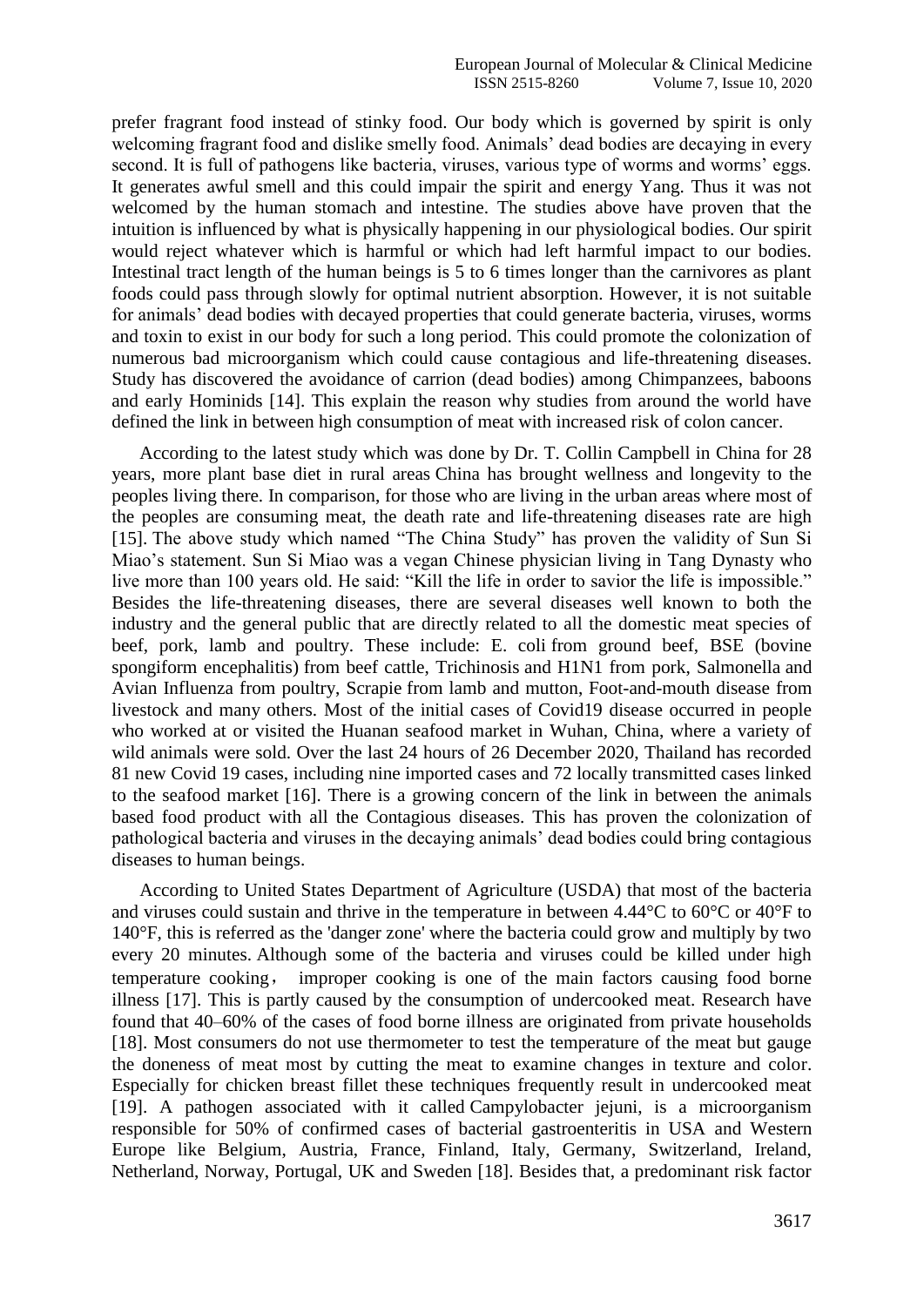prefer fragrant food instead of stinky food. Our body which is governed by spirit is only welcoming fragrant food and dislike smelly food. Animals' dead bodies are decaying in every second. It is full of pathogens like bacteria, viruses, various type of worms and worms' eggs. It generates awful smell and this could impair the spirit and energy Yang. Thus it was not welcomed by the human stomach and intestine. The studies above have proven that the intuition is influenced by what is physically happening in our physiological bodies. Our spirit would reject whatever which is harmful or which had left harmful impact to our bodies. Intestinal tract length of the human beings is 5 to 6 times longer than the carnivores as plant foods could pass through slowly for optimal nutrient absorption. However, it is not suitable for animals' dead bodies with decayed properties that could generate bacteria, viruses, worms and toxin to exist in our body for such a long period. This could promote the colonization of numerous bad microorganism which could cause contagious and life-threatening diseases. Study has discovered the avoidance of carrion (dead bodies) among Chimpanzees, baboons and early Hominids [14]. This explain the reason why studies from around the world have defined the link in between high consumption of meat with increased risk of colon cancer.

According to the latest study which was done by Dr. T. Collin Campbell in China for 28 years, more plant base diet in rural areas China has brought wellness and longevity to the peoples living there. In comparison, for those who are living in the urban areas where most of the peoples are consuming meat, the death rate and life-threatening diseases rate are high [15]. The above study which named "The China Study" has proven the validity of Sun Si Miao's statement. Sun Si Miao was a vegan Chinese physician living in Tang Dynasty who live more than 100 years old. He said: "Kill the life in order to savior the life is impossible." Besides the life-threatening diseases, there are several diseases well known to both the industry and the general public that are directly related to all the domestic meat species of beef, pork, lamb and poultry. These include: E. coli from ground beef, BSE (bovine spongiform encephalitis) from beef cattle, Trichinosis and H1N1 from pork, Salmonella and Avian Influenza from poultry, Scrapie from lamb and mutton, Foot-and-mouth disease from livestock and many others. Most of the initial cases of Covid19 disease occurred in people who worked at or visited the Huanan seafood market in Wuhan, China, where a variety of wild animals were sold. Over the last 24 hours of 26 December 2020, Thailand has recorded 81 new Covid 19 cases, including nine imported cases and 72 locally transmitted cases linked to the seafood market [16]. There is a growing concern of the link in between the animals based food product with all the Contagious diseases. This has proven the colonization of pathological bacteria and viruses in the decaying animals' dead bodies could bring contagious diseases to human beings.

According to United States Department of Agriculture (USDA) that most of the bacteria and viruses could sustain and thrive in the temperature in between 4.44°C to 60°C or 40°F to 140°F, this is referred as the 'danger zone' where the bacteria could grow and multiply by two every 20 minutes. Although some of the bacteria and viruses could be killed under high temperature cooking， improper cooking is one of the main factors causing food borne illness [17]. This is partly caused by the consumption of undercooked meat. Research have found that 40–60% of the cases of food borne illness are originated from private households [18]. Most consumers do not use thermometer to test the temperature of the meat but gauge the doneness of meat most by cutting the meat to examine changes in texture and color. Especially for chicken breast fillet these techniques frequently result in undercooked meat [19]. A pathogen associated with it called Campylobacter jejuni, is a microorganism responsible for 50% of confirmed cases of bacterial gastroenteritis in USA and Western Europe like Belgium, Austria, France, Finland, Italy, Germany, Switzerland, Ireland, Netherland, Norway, Portugal, UK and Sweden [18]. Besides that, a predominant risk factor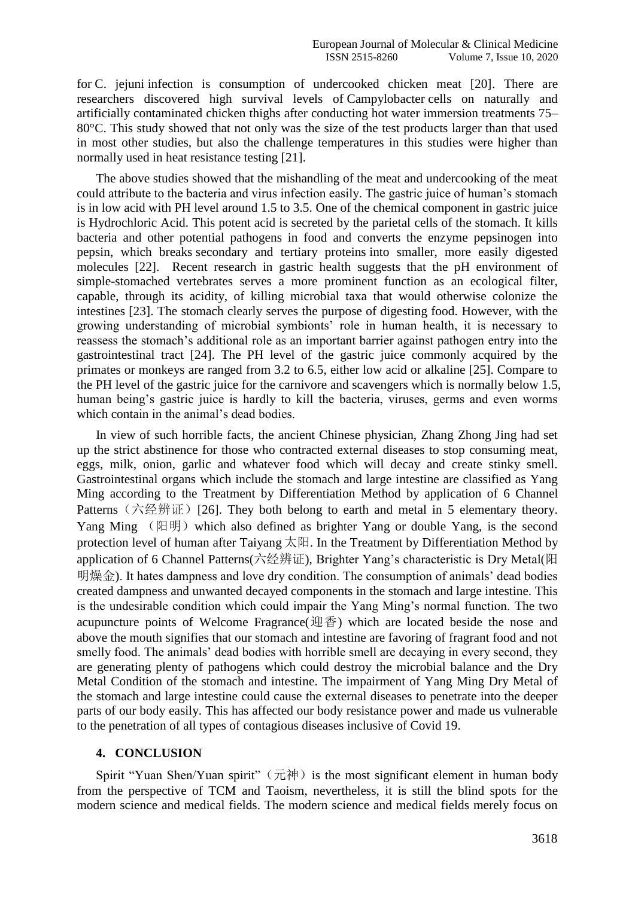for C. jejuni infection is consumption of undercooked chicken meat [20]. There are researchers discovered high survival levels of Campylobacter cells on naturally and artificially contaminated chicken thighs after conducting hot water immersion treatments 75–80°C. This study showed that not only was the size of the test products larger than that used in most other studies, but also the challenge temperatures in this studies were higher than normally used in heat resistance testing [21].

The above studies showed that the mishandling of the meat and undercooking of the meat could attribute to the bacteria and virus infection easily. The gastric juice of human's stomach is in low acid with PH level around 1.5 to 3.5. One of the chemical component in gastric juice is Hydrochloric Acid. This potent acid is secreted by the parietal cells of the stomach. It kills bacteria and other potential pathogens in food and converts the enzyme pepsinogen into pepsin, which breaks secondary and tertiary proteins into smaller, more easily digested molecules [22]. Recent research in gastric health suggests that the pH environment of simple-stomached vertebrates serves a more prominent function as an ecological filter, capable, through its acidity, of killing microbial taxa that would otherwise colonize the intestines [23]. The stomach clearly serves the purpose of digesting food. However, with the growing understanding of microbial symbionts' role in human health, it is necessary to reassess the stomach's additional role as an important barrier against pathogen entry into the gastrointestinal tract [24]. The PH level of the gastric juice commonly acquired by the primates or monkeys are ranged from 3.2 to 6.5, either low acid or alkaline [25]. Compare to the PH level of the gastric juice for the carnivore and scavengers which is normally below 1.5, human being's gastric juice is hardly to kill the bacteria, viruses, germs and even worms which contain in the animal's dead bodies.

In view of such horrible facts, the ancient Chinese physician, Zhang Zhong Jing had set up the strict abstinence for those who contracted external diseases to stop consuming meat, eggs, milk, onion, garlic and whatever food which will decay and create stinky smell. Gastrointestinal organs which include the stomach and large intestine are classified as Yang Ming according to the Treatment by Differentiation Method by application of 6 Channel Patterns（六经辨证）[26]. They both belong to earth and metal in 5 elementary theory. Yang Ming （阳明）which also defined as brighter Yang or double Yang, is the second protection level of human after Taiyang 太阳. In the Treatment by Differentiation Method by application of 6 Channel Patterns(六经辨证), Brighter Yang's characteristic is Dry Metal(阳明燥金). It hates dampness and love dry condition. The consumption of animals' dead bodies created dampness and unwanted decayed components in the stomach and large intestine. This is the undesirable condition which could impair the Yang Ming's normal function. The two acupuncture points of Welcome Fragrance(迎香) which are located beside the nose and above the mouth signifies that our stomach and intestine are favoring of fragrant food and not smelly food. The animals' dead bodies with horrible smell are decaying in every second, they are generating plenty of pathogens which could destroy the microbial balance and the Dry Metal Condition of the stomach and intestine. The impairment of Yang Ming Dry Metal of the stomach and large intestine could cause the external diseases to penetrate into the deeper parts of our body easily. This has affected our body resistance power and made us vulnerable to the penetration of all types of contagious diseases inclusive of Covid 19.

## 4. CONCLUSION

Spirit "Yuan Shen/Yuan spirit"（元神）is the most significant element in human body from the perspective of TCM and Taoism, nevertheless, it is still the blind spots for the modern science and medical fields. The modern science and medical fields merely focus on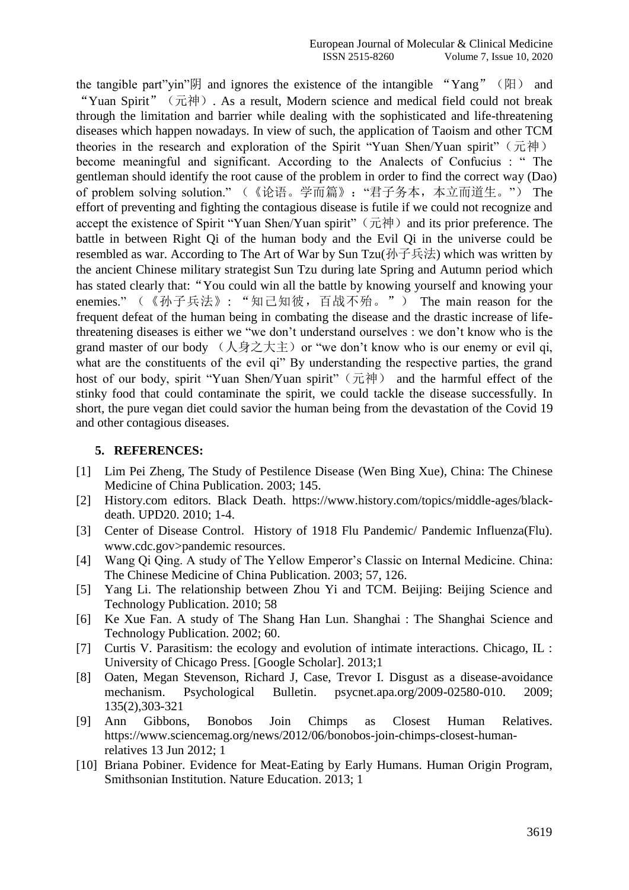the tangible part"yin"阴 and ignores the existence of the intangible "Yang"（阳） and "Yuan Spirit"（元神）. As a result, Modern science and medical field could not break through the limitation and barrier while dealing with the sophisticated and life-threatening diseases which happen nowadays. In view of such, the application of Taoism and other TCM theories in the research and exploration of the Spirit "Yuan Shen/Yuan spirit"（元神） become meaningful and significant. According to the Analects of Confucius : " The gentleman should identify the root cause of the problem in order to find the correct way (Dao) of problem solving solution." （《论语。学而篇》："君子务本，本立而道生。"） The effort of preventing and fighting the contagious disease is futile if we could not recognize and accept the existence of Spirit "Yuan Shen/Yuan spirit"（元神）and its prior preference. The battle in between Right Qi of the human body and the Evil Qi in the universe could be resembled as war. According to The Art of War by Sun Tzu(孙子兵法) which was written by the ancient Chinese military strategist Sun Tzu during late Spring and Autumn period which has stated clearly that: "You could win all the battle by knowing yourself and knowing your enemies." （《孙子兵法》："知己知彼，百战不殆。"） The main reason for the frequent defeat of the human being in combating the disease and the drastic increase of life-threatening diseases is either we "we don't understand ourselves : we don't know who is the grand master of our body （人身之大主）or "we don't know who is our enemy or evil qi, what are the constituents of the evil qi" By understanding the respective parties, the grand host of our body, spirit "Yuan Shen/Yuan spirit"（元神） and the harmful effect of the stinky food that could contaminate the spirit, we could tackle the disease successfully. In short, the pure vegan diet could savior the human being from the devastation of the Covid 19 and other contagious diseases.

## 5. REFERENCES:

[1] Lim Pei Zheng, The Study of Pestilence Disease (Wen Bing Xue), China: The Chinese Medicine of China Publication. 2003; 145.

[2] History.com editors. Black Death. https://www.history.com/topics/middle-ages/black-death. UPD20. 2010; 1-4.

[3] Center of Disease Control. History of 1918 Flu Pandemic/ Pandemic Influenza(Flu). www.cdc.gov>pandemic resources.

[4] Wang Qi Qing. A study of The Yellow Emperor's Classic on Internal Medicine. China: The Chinese Medicine of China Publication. 2003; 57, 126.

[5] Yang Li. The relationship between Zhou Yi and TCM. Beijing: Beijing Science and Technology Publication. 2010; 58

[6] Ke Xue Fan. A study of The Shang Han Lun. Shanghai : The Shanghai Science and Technology Publication. 2002; 60.

[7] Curtis V. Parasitism: the ecology and evolution of intimate interactions. Chicago, IL : University of Chicago Press. [Google Scholar]. 2013;1

[8] Oaten, Megan Stevenson, Richard J, Case, Trevor I. Disgust as a disease-avoidance mechanism. Psychological Bulletin. psycnet.apa.org/2009-02580-010. 2009; 135(2),303-321

[9] Ann Gibbons, Bonobos Join Chimps as Closest Human Relatives. https://www.sciencemag.org/news/2012/06/bonobos-join-chimps-closest-human-relatives 13 Jun 2012; 1

[10] Briana Pobiner. Evidence for Meat-Eating by Early Humans. Human Origin Program, Smithsonian Institution. Nature Education. 2013; 1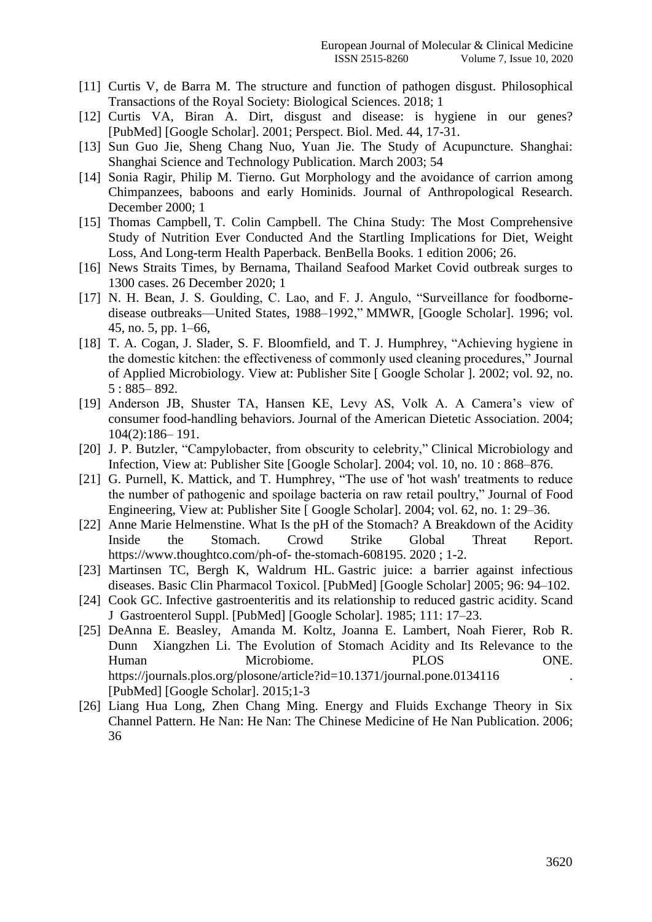[11] Curtis V, de Barra M. The structure and function of pathogen disgust. Philosophical Transactions of the Royal Society: Biological Sciences. 2018; 1

[12] Curtis VA, Biran A. Dirt, disgust and disease: is hygiene in our genes? [PubMed] [Google Scholar]. 2001; Perspect. Biol. Med. 44, 17-31.

[13] Sun Guo Jie, Sheng Chang Nuo, Yuan Jie. The Study of Acupuncture. Shanghai: Shanghai Science and Technology Publication. March 2003; 54

[14] Sonia Ragir, Philip M. Tierno. Gut Morphology and the avoidance of carrion among Chimpanzees, baboons and early Hominids. Journal of Anthropological Research. December 2000; 1

[15] Thomas Campbell, T. Colin Campbell. The China Study: The Most Comprehensive Study of Nutrition Ever Conducted And the Startling Implications for Diet, Weight Loss, And Long-term Health Paperback. BenBella Books. 1 edition 2006; 26.

[16] News Straits Times, by Bernama, Thailand Seafood Market Covid outbreak surges to 1300 cases. 26 December 2020; 1

[17] N. H. Bean, J. S. Goulding, C. Lao, and F. J. Angulo, "Surveillance for foodborne-disease outbreaks—United States, 1988–1992," MMWR, [Google Scholar]. 1996; vol. 45, no. 5, pp. 1–66,

[18] T. A. Cogan, J. Slader, S. F. Bloomfield, and T. J. Humphrey, "Achieving hygiene in the domestic kitchen: the effectiveness of commonly used cleaning procedures," Journal of Applied Microbiology. View at: Publisher Site [ Google Scholar ]. 2002; vol. 92, no. 5 : 885– 892.

[19] Anderson JB, Shuster TA, Hansen KE, Levy AS, Volk A. A Camera's view of consumer food-handling behaviors. Journal of the American Dietetic Association. 2004; 104(2):186– 191.

[20] J. P. Butzler, "Campylobacter, from obscurity to celebrity," Clinical Microbiology and Infection, View at: Publisher Site [Google Scholar]. 2004; vol. 10, no. 10 : 868–876.

[21] G. Purnell, K. Mattick, and T. Humphrey, "The use of 'hot wash' treatments to reduce the number of pathogenic and spoilage bacteria on raw retail poultry," Journal of Food Engineering, View at: Publisher Site [ Google Scholar]. 2004; vol. 62, no. 1: 29–36.

[22] Anne Marie Helmenstine. What Is the pH of the Stomach? A Breakdown of the Acidity Inside the Stomach. Crowd Strike Global Threat Report. https://www.thoughtco.com/ph-of- the-stomach-608195. 2020 ; 1-2.

[23] Martinsen TC, Bergh K, Waldrum HL. Gastric juice: a barrier against infectious diseases. Basic Clin Pharmacol Toxicol. [PubMed] [Google Scholar] 2005; 96: 94–102.

[24] Cook GC. Infective gastroenteritis and its relationship to reduced gastric acidity. Scand J Gastroenterol Suppl. [PubMed] [Google Scholar]. 1985; 111: 17–23.

[25] DeAnna E. Beasley, Amanda M. Koltz, Joanna E. Lambert, Noah Fierer, Rob R. Dunn Xiangzhen Li. The Evolution of Stomach Acidity and Its Relevance to the Human Microbiome. PLOS ONE. https://journals.plos.org/plosone/article?id=10.1371/journal.pone.0134116 . [PubMed] [Google Scholar]. 2015;1-3

[26] Liang Hua Long, Zhen Chang Ming. Energy and Fluids Exchange Theory in Six Channel Pattern. He Nan: He Nan: The Chinese Medicine of He Nan Publication. 2006; 36